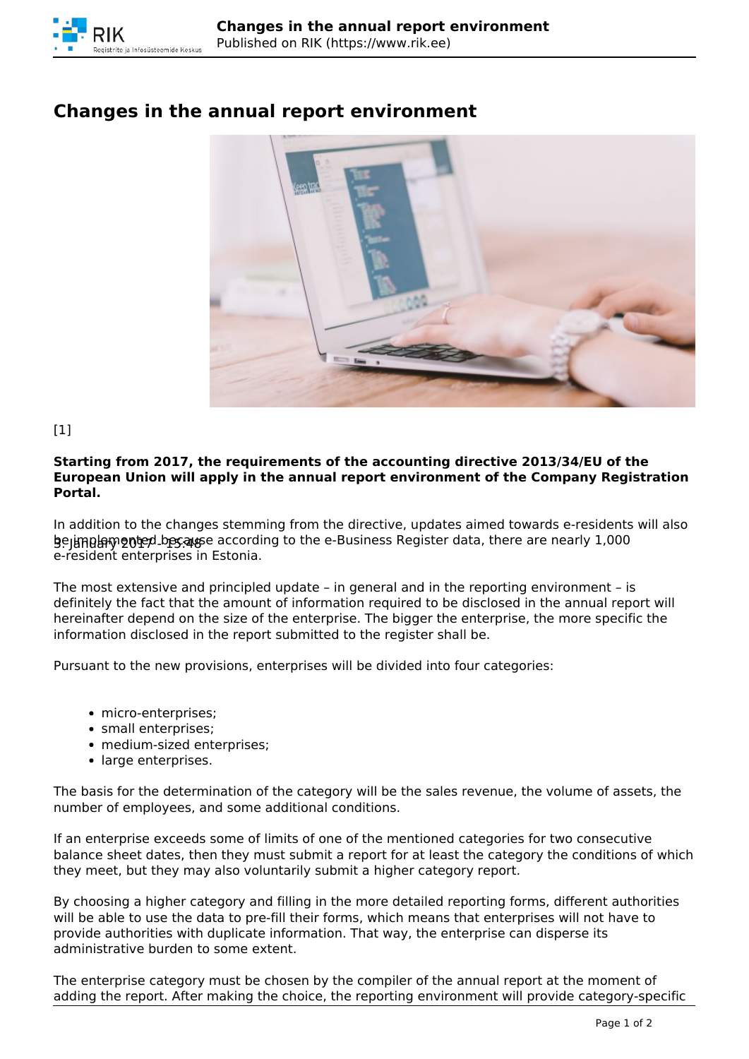# Changes in the annual report environment

[1]

**Starting from 2017, the requirements of the accounting directive 2013/34/EU of the European Union will apply in the annual report environment of the Company Registration Portal.**

3. January 2017 - 15:48

In addition to the changes stemming from the directive, updates aimed towards e-residents will also be implemented because according to the e-Business Register data, there are nearly 1,000 e-resident enterprises in Estonia.

The most extensive and principled update – in general and in the reporting environment – is definitely the fact that the amount of information required to be disclosed in the annual report will hereinafter depend on the size of the enterprise. The bigger the enterprise, the more specific the information disclosed in the report submitted to the register shall be.

Pursuant to the new provisions, enterprises will be divided into four categories:

- micro-enterprises;
- small enterprises;
- medium-sized enterprises;
- large enterprises.

The basis for the determination of the category will be the sales revenue, the volume of assets, the number of employees, and some additional conditions.

If an enterprise exceeds some of limits of one of the mentioned categories for two consecutive balance sheet dates, then they must submit a report for at least the category the conditions of which they meet, but they may also voluntarily submit a higher category report.

By choosing a higher category and filling in the more detailed reporting forms, different authorities will be able to use the data to pre-fill their forms, which means that enterprises will not have to provide authorities with duplicate information. That way, the enterprise can disperse its administrative burden to some extent.

The enterprise category must be chosen by the compiler of the annual report at the moment of adding the report. After making the choice, the reporting environment will provide category-specific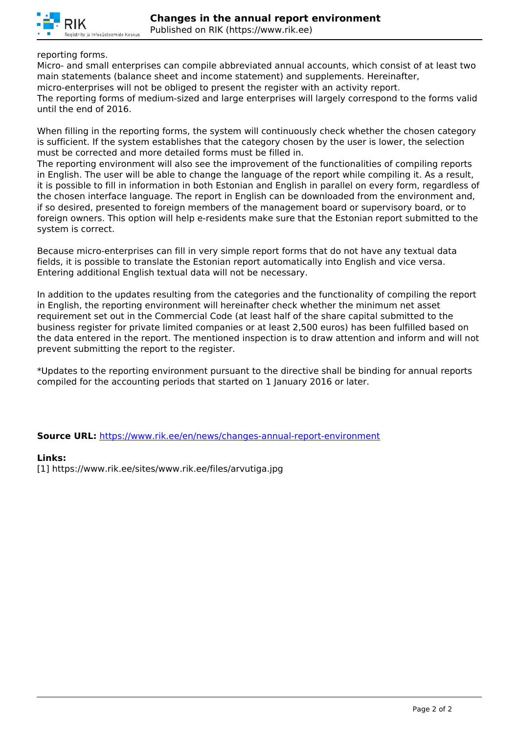reporting forms.
Micro- and small enterprises can compile abbreviated annual accounts, which consist of at least two main statements (balance sheet and income statement) and supplements. Hereinafter, micro-enterprises will not be obliged to present the register with an activity report.
The reporting forms of medium-sized and large enterprises will largely correspond to the forms valid until the end of 2016.

When filling in the reporting forms, the system will continuously check whether the chosen category is sufficient. If the system establishes that the category chosen by the user is lower, the selection must be corrected and more detailed forms must be filled in.
The reporting environment will also see the improvement of the functionalities of compiling reports in English. The user will be able to change the language of the report while compiling it. As a result, it is possible to fill in information in both Estonian and English in parallel on every form, regardless of the chosen interface language. The report in English can be downloaded from the environment and, if so desired, presented to foreign members of the management board or supervisory board, or to foreign owners. This option will help e-residents make sure that the Estonian report submitted to the system is correct.

Because micro-enterprises can fill in very simple report forms that do not have any textual data fields, it is possible to translate the Estonian report automatically into English and vice versa. Entering additional English textual data will not be necessary.

In addition to the updates resulting from the categories and the functionality of compiling the report in English, the reporting environment will hereinafter check whether the minimum net asset requirement set out in the Commercial Code (at least half of the share capital submitted to the business register for private limited companies or at least 2,500 euros) has been fulfilled based on the data entered in the report. The mentioned inspection is to draw attention and inform and will not prevent submitting the report to the register.

*Updates to the reporting environment pursuant to the directive shall be binding for annual reports compiled for the accounting periods that started on 1 January 2016 or later.

**Source URL:** https://www.rik.ee/en/news/changes-annual-report-environment

**Links:**
[1] https://www.rik.ee/sites/www.rik.ee/files/arvutiga.jpg